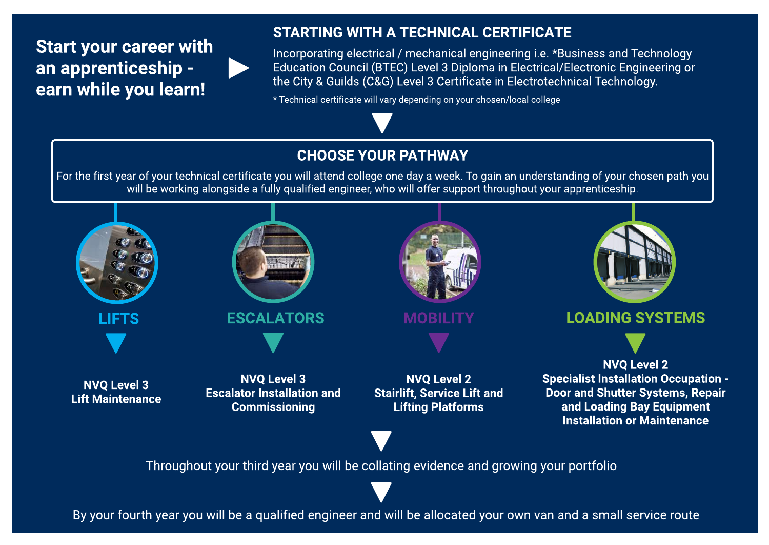## Start your career with an apprenticeship - earn while you learn!

### STARTING WITH A TECHNICAL CERTIFICATE

Incorporating electrical / mechanical engineering i.e. *Business and Technology Education Council (BTEC) Level 3 Diploma in Electrical/Electronic Engineering or the City & Guilds (C&G) Level 3 Certificate in Electrotechnical Technology.

* Technical certificate will vary depending on your chosen/local college

### CHOOSE YOUR PATHWAY

For the first year of your technical certificate you will attend college one day a week. To gain an understanding of your chosen path you will be working alongside a fully qualified engineer, who will offer support throughout your apprenticeship.

#### LIFTS

**NVQ Level 3**
**Lift Maintenance**

#### ESCALATORS

**NVQ Level 3**
**Escalator Installation and Commissioning**

#### MOBILITY

**NVQ Level 2**
**Stairlift, Service Lift and Lifting Platforms**

#### LOADING SYSTEMS

**NVQ Level 2**
**Specialist Installation Occupation - Door and Shutter Systems, Repair and Loading Bay Equipment Installation or Maintenance**

Throughout your third year you will be collating evidence and growing your portfolio

By your fourth year you will be a qualified engineer and will be allocated your own van and a small service route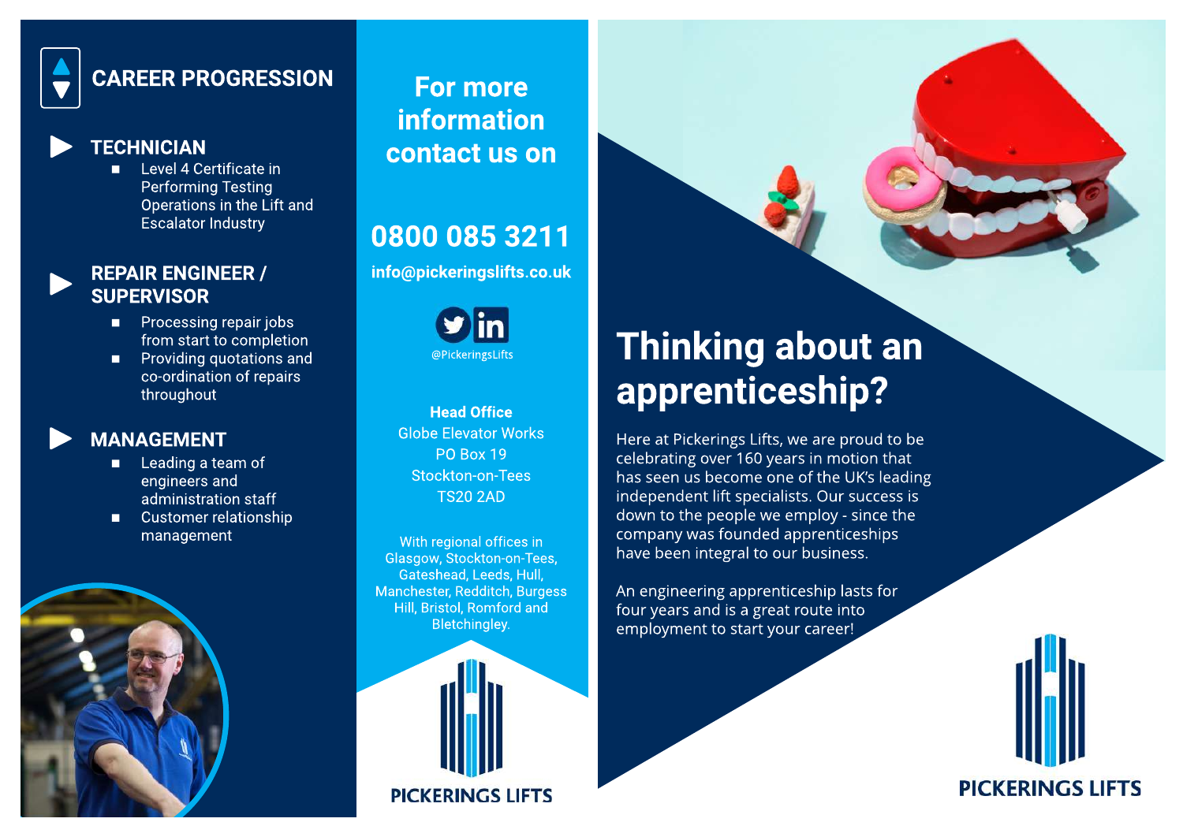## CAREER PROGRESSION

### TECHNICIAN

- Level 4 Certificate in Performing Testing Operations in the Lift and Escalator Industry

### REPAIR ENGINEER / SUPERVISOR

- Processing repair jobs from start to completion
- Providing quotations and co-ordination of repairs throughout

### MANAGEMENT

- Leading a team of engineers and administration staff
- Customer relationship management

## For more information contact us on

**0800 085 3211**

**info@pickeringslifts.co.uk**

@PickeringsLifts

**Head Office**
Globe Elevator Works
PO Box 19
Stockton-on-Tees
TS20 2AD

With regional offices in Glasgow, Stockton-on-Tees, Gateshead, Leeds, Hull, Manchester, Redditch, Burgess Hill, Bristol, Romford and Bletchingley.

PICKERINGS LIFTS

# Thinking about an apprenticeship?

Here at Pickerings Lifts, we are proud to be celebrating over 160 years in motion that has seen us become one of the UK's leading independent lift specialists. Our success is down to the people we employ - since the company was founded apprenticeships have been integral to our business.

An engineering apprenticeship lasts for four years and is a great route into employment to start your career!

PICKERINGS LIFTS